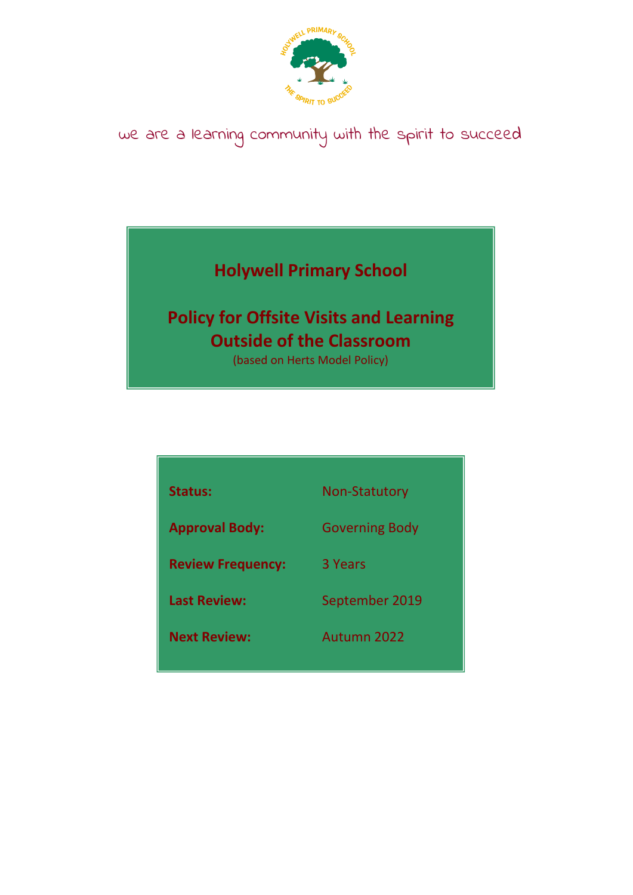we are a learning community with the spirit to succeed

# Holywell Primary School

# Policy for Offsite Visits and Learning Outside of the Classroom

(based on Herts Model Policy)

| | |
|---|---|
| **Status:** | Non-Statutory |
| **Approval Body:** | Governing Body |
| **Review Frequency:** | 3 Years |
| **Last Review:** | September 2019 |
| **Next Review:** | Autumn 2022 |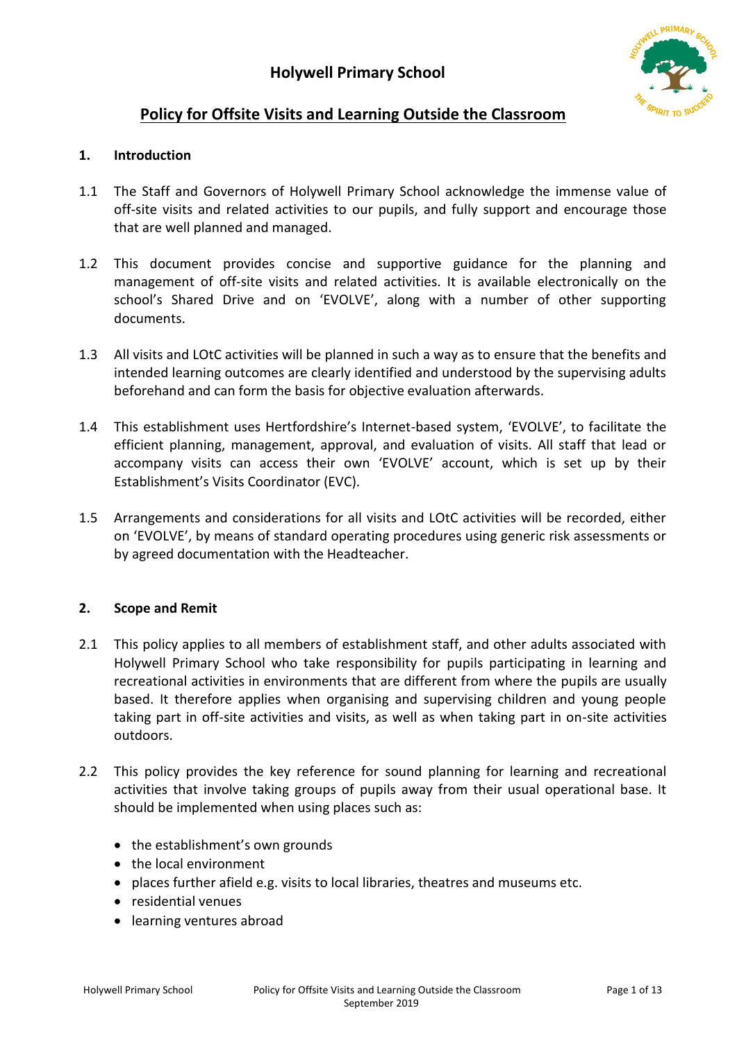# Holywell Primary School

## Policy for Offsite Visits and Learning Outside the Classroom

### 1. Introduction

1.1 The Staff and Governors of Holywell Primary School acknowledge the immense value of off-site visits and related activities to our pupils, and fully support and encourage those that are well planned and managed.

1.2 This document provides concise and supportive guidance for the planning and management of off-site visits and related activities. It is available electronically on the school's Shared Drive and on 'EVOLVE', along with a number of other supporting documents.

1.3 All visits and LOtC activities will be planned in such a way as to ensure that the benefits and intended learning outcomes are clearly identified and understood by the supervising adults beforehand and can form the basis for objective evaluation afterwards.

1.4 This establishment uses Hertfordshire's Internet-based system, 'EVOLVE', to facilitate the efficient planning, management, approval, and evaluation of visits. All staff that lead or accompany visits can access their own 'EVOLVE' account, which is set up by their Establishment's Visits Coordinator (EVC).

1.5 Arrangements and considerations for all visits and LOtC activities will be recorded, either on 'EVOLVE', by means of standard operating procedures using generic risk assessments or by agreed documentation with the Headteacher.

### 2. Scope and Remit

2.1 This policy applies to all members of establishment staff, and other adults associated with Holywell Primary School who take responsibility for pupils participating in learning and recreational activities in environments that are different from where the pupils are usually based. It therefore applies when organising and supervising children and young people taking part in off-site activities and visits, as well as when taking part in on-site activities outdoors.

2.2 This policy provides the key reference for sound planning for learning and recreational activities that involve taking groups of pupils away from their usual operational base. It should be implemented when using places such as:

- the establishment's own grounds
- the local environment
- places further afield e.g. visits to local libraries, theatres and museums etc.
- residential venues
- learning ventures abroad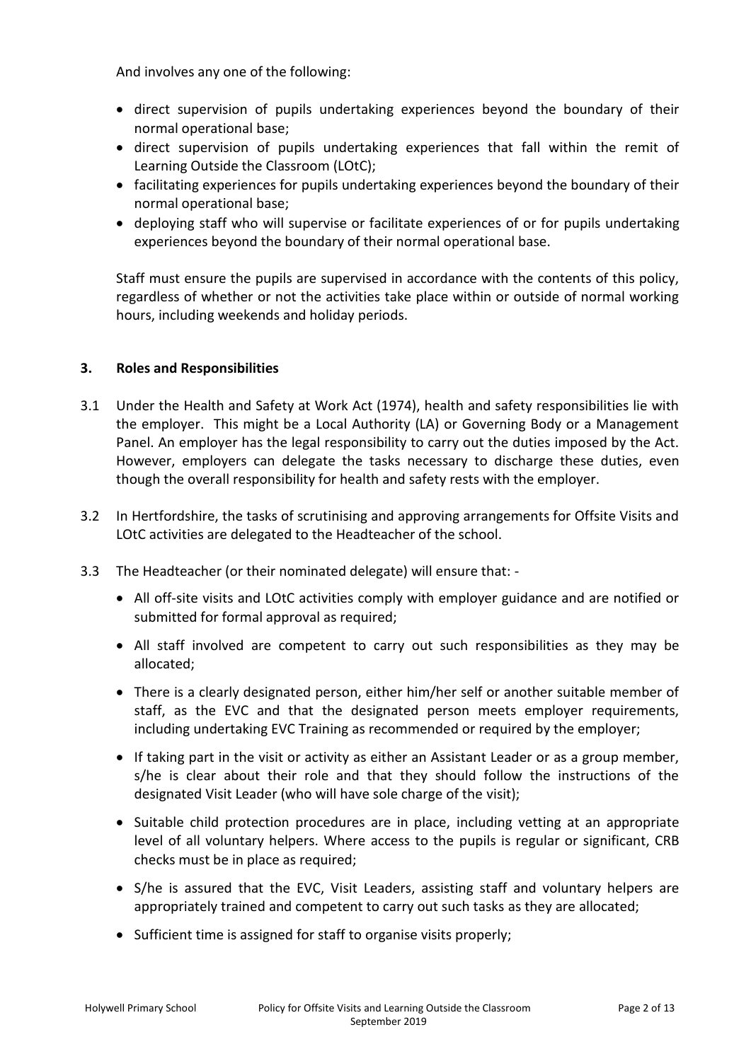And involves any one of the following:

- direct supervision of pupils undertaking experiences beyond the boundary of their normal operational base;
- direct supervision of pupils undertaking experiences that fall within the remit of Learning Outside the Classroom (LOtC);
- facilitating experiences for pupils undertaking experiences beyond the boundary of their normal operational base;
- deploying staff who will supervise or facilitate experiences of or for pupils undertaking experiences beyond the boundary of their normal operational base.

Staff must ensure the pupils are supervised in accordance with the contents of this policy, regardless of whether or not the activities take place within or outside of normal working hours, including weekends and holiday periods.

## 3. Roles and Responsibilities

3.1 Under the Health and Safety at Work Act (1974), health and safety responsibilities lie with the employer. This might be a Local Authority (LA) or Governing Body or a Management Panel. An employer has the legal responsibility to carry out the duties imposed by the Act. However, employers can delegate the tasks necessary to discharge these duties, even though the overall responsibility for health and safety rests with the employer.

3.2 In Hertfordshire, the tasks of scrutinising and approving arrangements for Offsite Visits and LOtC activities are delegated to the Headteacher of the school.

3.3 The Headteacher (or their nominated delegate) will ensure that: -

- All off-site visits and LOtC activities comply with employer guidance and are notified or submitted for formal approval as required;
- All staff involved are competent to carry out such responsibilities as they may be allocated;
- There is a clearly designated person, either him/her self or another suitable member of staff, as the EVC and that the designated person meets employer requirements, including undertaking EVC Training as recommended or required by the employer;
- If taking part in the visit or activity as either an Assistant Leader or as a group member, s/he is clear about their role and that they should follow the instructions of the designated Visit Leader (who will have sole charge of the visit);
- Suitable child protection procedures are in place, including vetting at an appropriate level of all voluntary helpers. Where access to the pupils is regular or significant, CRB checks must be in place as required;
- S/he is assured that the EVC, Visit Leaders, assisting staff and voluntary helpers are appropriately trained and competent to carry out such tasks as they are allocated;
- Sufficient time is assigned for staff to organise visits properly;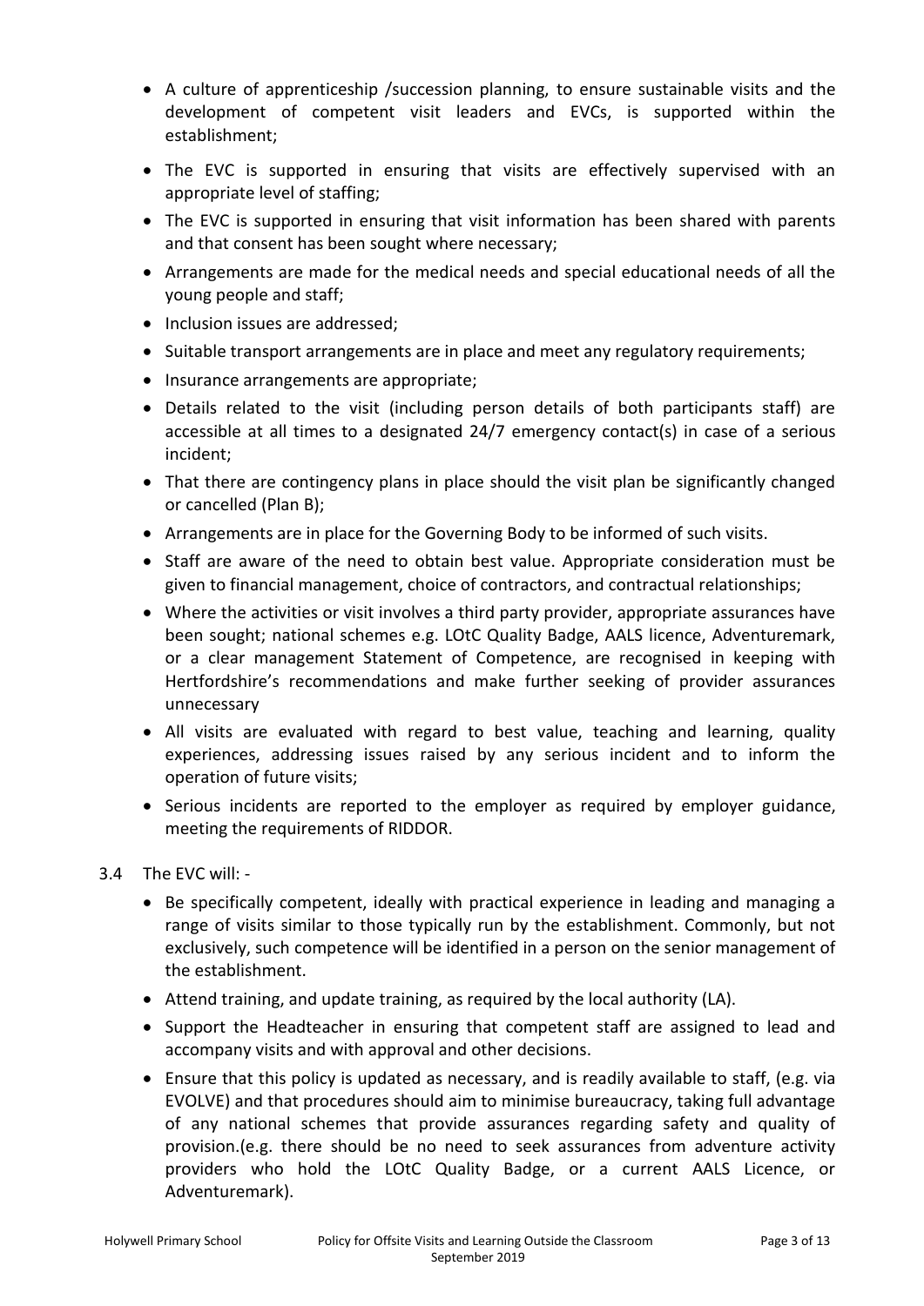- A culture of apprenticeship /succession planning, to ensure sustainable visits and the development of competent visit leaders and EVCs, is supported within the establishment;
- The EVC is supported in ensuring that visits are effectively supervised with an appropriate level of staffing;
- The EVC is supported in ensuring that visit information has been shared with parents and that consent has been sought where necessary;
- Arrangements are made for the medical needs and special educational needs of all the young people and staff;
- Inclusion issues are addressed;
- Suitable transport arrangements are in place and meet any regulatory requirements;
- Insurance arrangements are appropriate;
- Details related to the visit (including person details of both participants staff) are accessible at all times to a designated 24/7 emergency contact(s) in case of a serious incident;
- That there are contingency plans in place should the visit plan be significantly changed or cancelled (Plan B);
- Arrangements are in place for the Governing Body to be informed of such visits.
- Staff are aware of the need to obtain best value. Appropriate consideration must be given to financial management, choice of contractors, and contractual relationships;
- Where the activities or visit involves a third party provider, appropriate assurances have been sought; national schemes e.g. LOtC Quality Badge, AALS licence, Adventuremark, or a clear management Statement of Competence, are recognised in keeping with Hertfordshire's recommendations and make further seeking of provider assurances unnecessary
- All visits are evaluated with regard to best value, teaching and learning, quality experiences, addressing issues raised by any serious incident and to inform the operation of future visits;
- Serious incidents are reported to the employer as required by employer guidance, meeting the requirements of RIDDOR.

3.4 The EVC will: -

- Be specifically competent, ideally with practical experience in leading and managing a range of visits similar to those typically run by the establishment. Commonly, but not exclusively, such competence will be identified in a person on the senior management of the establishment.
- Attend training, and update training, as required by the local authority (LA).
- Support the Headteacher in ensuring that competent staff are assigned to lead and accompany visits and with approval and other decisions.
- Ensure that this policy is updated as necessary, and is readily available to staff, (e.g. via EVOLVE) and that procedures should aim to minimise bureaucracy, taking full advantage of any national schemes that provide assurances regarding safety and quality of provision.(e.g. there should be no need to seek assurances from adventure activity providers who hold the LOtC Quality Badge, or a current AALS Licence, or Adventuremark).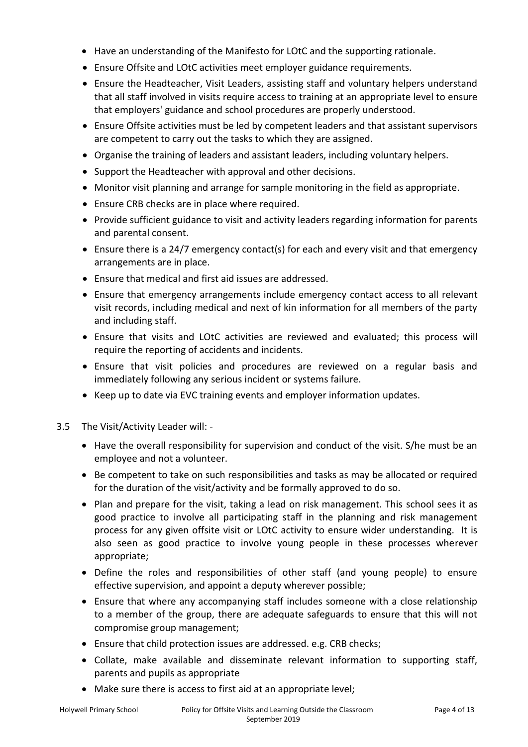- Have an understanding of the Manifesto for LOtC and the supporting rationale.
- Ensure Offsite and LOtC activities meet employer guidance requirements.
- Ensure the Headteacher, Visit Leaders, assisting staff and voluntary helpers understand that all staff involved in visits require access to training at an appropriate level to ensure that employers' guidance and school procedures are properly understood.
- Ensure Offsite activities must be led by competent leaders and that assistant supervisors are competent to carry out the tasks to which they are assigned.
- Organise the training of leaders and assistant leaders, including voluntary helpers.
- Support the Headteacher with approval and other decisions.
- Monitor visit planning and arrange for sample monitoring in the field as appropriate.
- Ensure CRB checks are in place where required.
- Provide sufficient guidance to visit and activity leaders regarding information for parents and parental consent.
- Ensure there is a 24/7 emergency contact(s) for each and every visit and that emergency arrangements are in place.
- Ensure that medical and first aid issues are addressed.
- Ensure that emergency arrangements include emergency contact access to all relevant visit records, including medical and next of kin information for all members of the party and including staff.
- Ensure that visits and LOtC activities are reviewed and evaluated; this process will require the reporting of accidents and incidents.
- Ensure that visit policies and procedures are reviewed on a regular basis and immediately following any serious incident or systems failure.
- Keep up to date via EVC training events and employer information updates.

3.5 The Visit/Activity Leader will: -

- Have the overall responsibility for supervision and conduct of the visit. S/he must be an employee and not a volunteer.
- Be competent to take on such responsibilities and tasks as may be allocated or required for the duration of the visit/activity and be formally approved to do so.
- Plan and prepare for the visit, taking a lead on risk management. This school sees it as good practice to involve all participating staff in the planning and risk management process for any given offsite visit or LOtC activity to ensure wider understanding. It is also seen as good practice to involve young people in these processes wherever appropriate;
- Define the roles and responsibilities of other staff (and young people) to ensure effective supervision, and appoint a deputy wherever possible;
- Ensure that where any accompanying staff includes someone with a close relationship to a member of the group, there are adequate safeguards to ensure that this will not compromise group management;
- Ensure that child protection issues are addressed. e.g. CRB checks;
- Collate, make available and disseminate relevant information to supporting staff, parents and pupils as appropriate
- Make sure there is access to first aid at an appropriate level;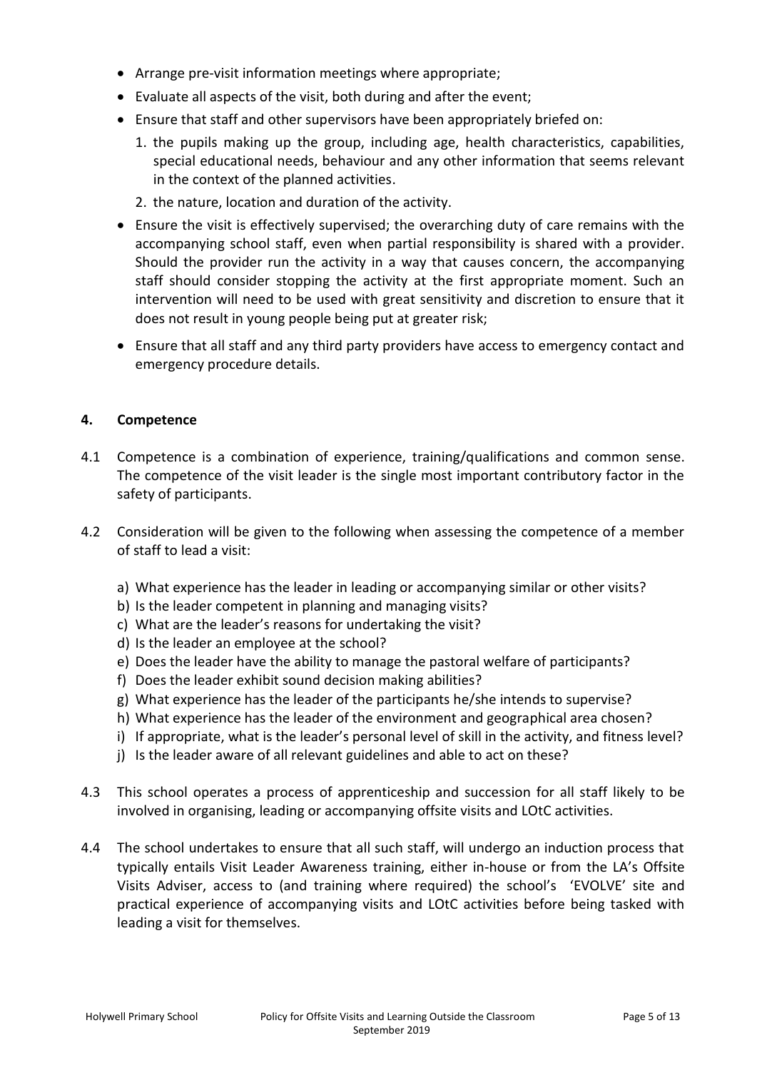- Arrange pre-visit information meetings where appropriate;
- Evaluate all aspects of the visit, both during and after the event;
- Ensure that staff and other supervisors have been appropriately briefed on:
    1. the pupils making up the group, including age, health characteristics, capabilities, special educational needs, behaviour and any other information that seems relevant in the context of the planned activities.
    2. the nature, location and duration of the activity.
- Ensure the visit is effectively supervised; the overarching duty of care remains with the accompanying school staff, even when partial responsibility is shared with a provider. Should the provider run the activity in a way that causes concern, the accompanying staff should consider stopping the activity at the first appropriate moment. Such an intervention will need to be used with great sensitivity and discretion to ensure that it does not result in young people being put at greater risk;
- Ensure that all staff and any third party providers have access to emergency contact and emergency procedure details.

## 4. Competence

4.1 Competence is a combination of experience, training/qualifications and common sense. The competence of the visit leader is the single most important contributory factor in the safety of participants.

4.2 Consideration will be given to the following when assessing the competence of a member of staff to lead a visit:

a) What experience has the leader in leading or accompanying similar or other visits?
b) Is the leader competent in planning and managing visits?
c) What are the leader's reasons for undertaking the visit?
d) Is the leader an employee at the school?
e) Does the leader have the ability to manage the pastoral welfare of participants?
f) Does the leader exhibit sound decision making abilities?
g) What experience has the leader of the participants he/she intends to supervise?
h) What experience has the leader of the environment and geographical area chosen?
i) If appropriate, what is the leader's personal level of skill in the activity, and fitness level?
j) Is the leader aware of all relevant guidelines and able to act on these?

4.3 This school operates a process of apprenticeship and succession for all staff likely to be involved in organising, leading or accompanying offsite visits and LOtC activities.

4.4 The school undertakes to ensure that all such staff, will undergo an induction process that typically entails Visit Leader Awareness training, either in-house or from the LA's Offsite Visits Adviser, access to (and training where required) the school's 'EVOLVE' site and practical experience of accompanying visits and LOtC activities before being tasked with leading a visit for themselves.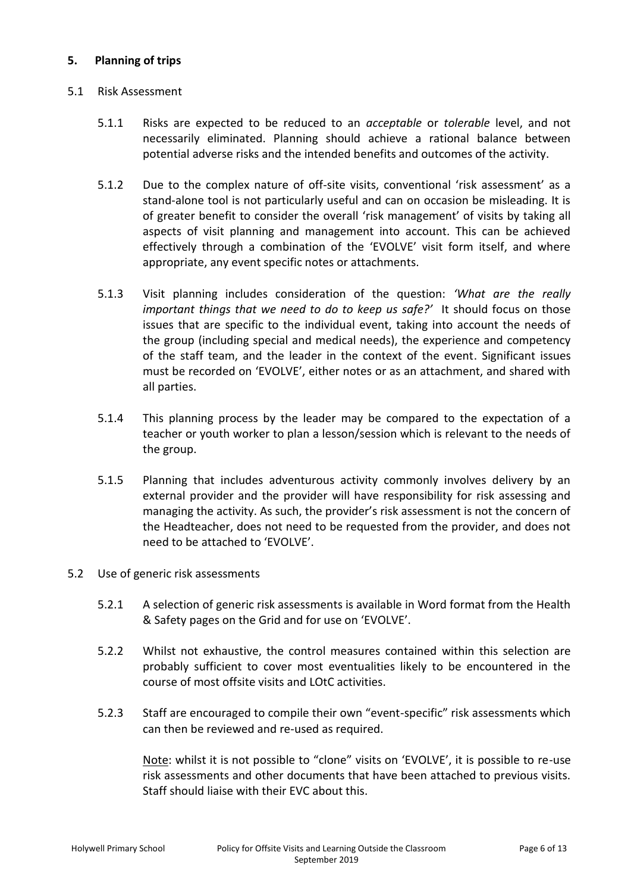## 5. Planning of trips

### 5.1 Risk Assessment

5.1.1 Risks are expected to be reduced to an *acceptable* or *tolerable* level, and not necessarily eliminated. Planning should achieve a rational balance between potential adverse risks and the intended benefits and outcomes of the activity.

5.1.2 Due to the complex nature of off-site visits, conventional 'risk assessment' as a stand-alone tool is not particularly useful and can on occasion be misleading. It is of greater benefit to consider the overall 'risk management' of visits by taking all aspects of visit planning and management into account. This can be achieved effectively through a combination of the 'EVOLVE' visit form itself, and where appropriate, any event specific notes or attachments.

5.1.3 Visit planning includes consideration of the question: *'What are the really important things that we need to do to keep us safe?'* It should focus on those issues that are specific to the individual event, taking into account the needs of the group (including special and medical needs), the experience and competency of the staff team, and the leader in the context of the event. Significant issues must be recorded on 'EVOLVE', either notes or as an attachment, and shared with all parties.

5.1.4 This planning process by the leader may be compared to the expectation of a teacher or youth worker to plan a lesson/session which is relevant to the needs of the group.

5.1.5 Planning that includes adventurous activity commonly involves delivery by an external provider and the provider will have responsibility for risk assessing and managing the activity. As such, the provider's risk assessment is not the concern of the Headteacher, does not need to be requested from the provider, and does not need to be attached to 'EVOLVE'.

### 5.2 Use of generic risk assessments

5.2.1 A selection of generic risk assessments is available in Word format from the Health & Safety pages on the Grid and for use on 'EVOLVE'.

5.2.2 Whilst not exhaustive, the control measures contained within this selection are probably sufficient to cover most eventualities likely to be encountered in the course of most offsite visits and LOtC activities.

5.2.3 Staff are encouraged to compile their own "event-specific" risk assessments which can then be reviewed and re-used as required.

Note: whilst it is not possible to "clone" visits on 'EVOLVE', it is possible to re-use risk assessments and other documents that have been attached to previous visits. Staff should liaise with their EVC about this.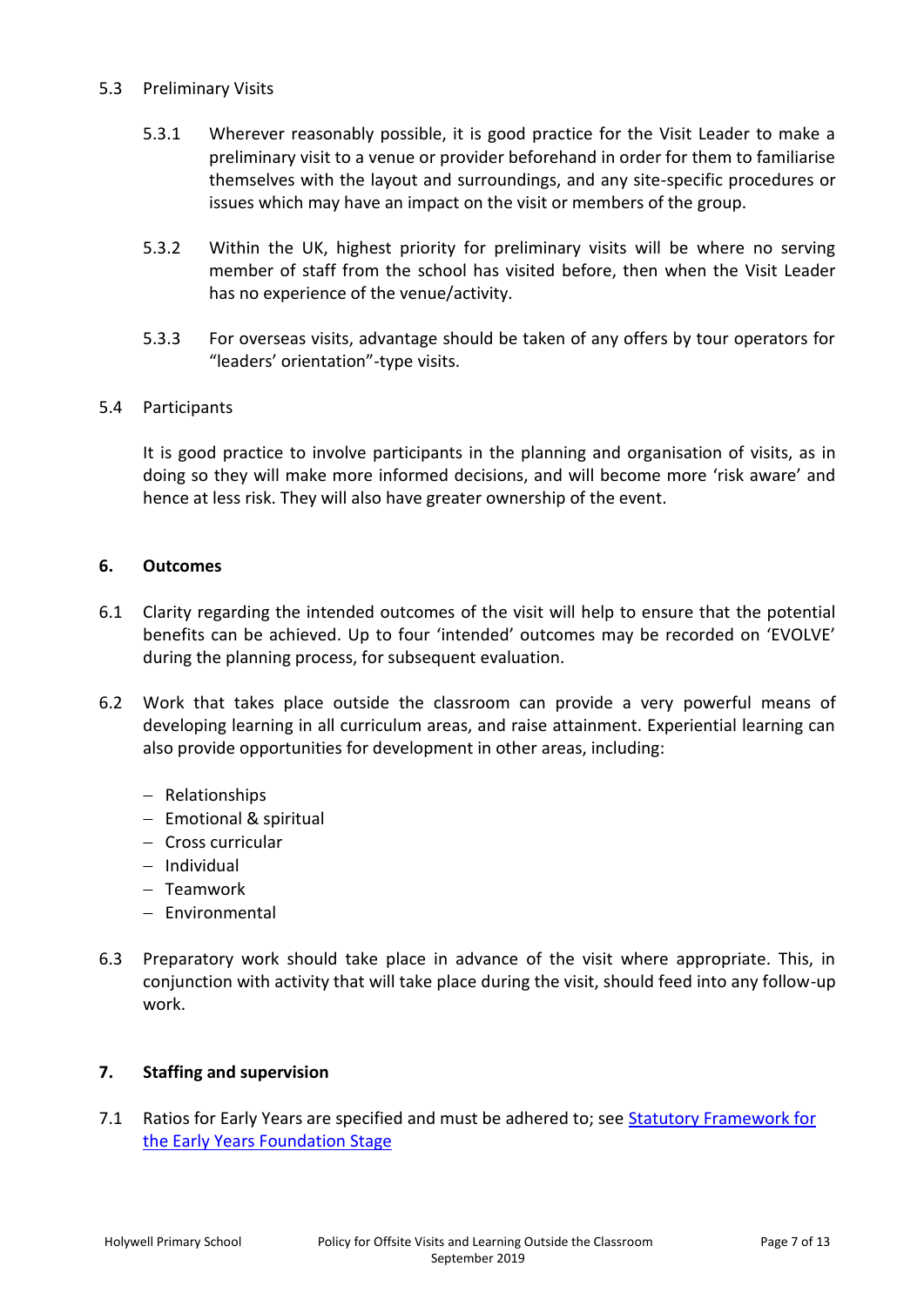5.3 Preliminary Visits

5.3.1 Wherever reasonably possible, it is good practice for the Visit Leader to make a preliminary visit to a venue or provider beforehand in order for them to familiarise themselves with the layout and surroundings, and any site-specific procedures or issues which may have an impact on the visit or members of the group.

5.3.2 Within the UK, highest priority for preliminary visits will be where no serving member of staff from the school has visited before, then when the Visit Leader has no experience of the venue/activity.

5.3.3 For overseas visits, advantage should be taken of any offers by tour operators for "leaders' orientation"-type visits.

5.4 Participants

It is good practice to involve participants in the planning and organisation of visits, as in doing so they will make more informed decisions, and will become more 'risk aware' and hence at less risk. They will also have greater ownership of the event.

## 6. Outcomes

6.1 Clarity regarding the intended outcomes of the visit will help to ensure that the potential benefits can be achieved. Up to four 'intended' outcomes may be recorded on 'EVOLVE' during the planning process, for subsequent evaluation.

6.2 Work that takes place outside the classroom can provide a very powerful means of developing learning in all curriculum areas, and raise attainment. Experiential learning can also provide opportunities for development in other areas, including:

- Relationships
- Emotional & spiritual
- Cross curricular
- Individual
- Teamwork
- Environmental

6.3 Preparatory work should take place in advance of the visit where appropriate. This, in conjunction with activity that will take place during the visit, should feed into any follow-up work.

## 7. Staffing and supervision

7.1 Ratios for Early Years are specified and must be adhered to; see [Statutory Framework for the Early Years Foundation Stage]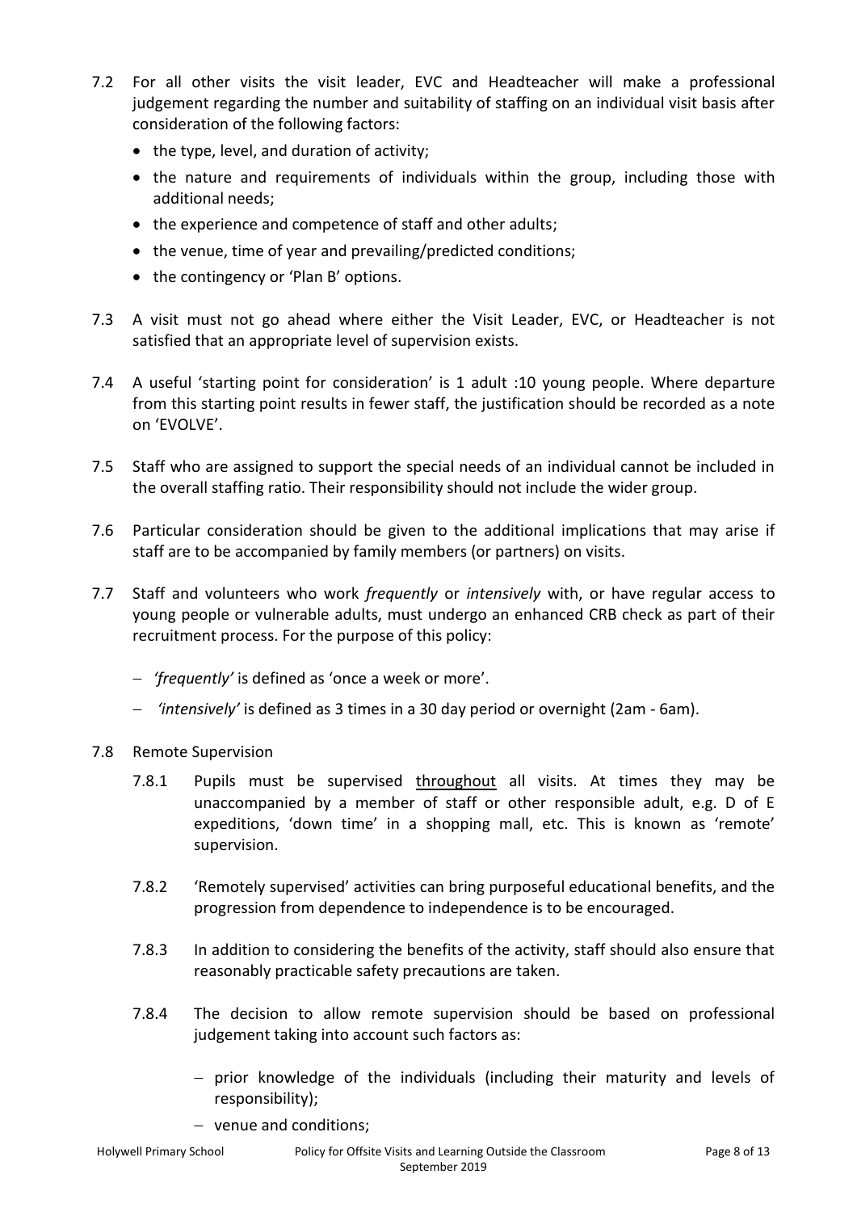7.2 For all other visits the visit leader, EVC and Headteacher will make a professional judgement regarding the number and suitability of staffing on an individual visit basis after consideration of the following factors:

- the type, level, and duration of activity;
- the nature and requirements of individuals within the group, including those with additional needs;
- the experience and competence of staff and other adults;
- the venue, time of year and prevailing/predicted conditions;
- the contingency or 'Plan B' options.

7.3 A visit must not go ahead where either the Visit Leader, EVC, or Headteacher is not satisfied that an appropriate level of supervision exists.

7.4 A useful 'starting point for consideration' is 1 adult :10 young people. Where departure from this starting point results in fewer staff, the justification should be recorded as a note on 'EVOLVE'.

7.5 Staff who are assigned to support the special needs of an individual cannot be included in the overall staffing ratio. Their responsibility should not include the wider group.

7.6 Particular consideration should be given to the additional implications that may arise if staff are to be accompanied by family members (or partners) on visits.

7.7 Staff and volunteers who work *frequently* or *intensively* with, or have regular access to young people or vulnerable adults, must undergo an enhanced CRB check as part of their recruitment process. For the purpose of this policy:

- *'frequently'* is defined as 'once a week or more'.
- *'intensively'* is defined as 3 times in a 30 day period or overnight (2am - 6am).

7.8 Remote Supervision

7.8.1 Pupils must be supervised <u>throughout</u> all visits. At times they may be unaccompanied by a member of staff or other responsible adult, e.g. D of E expeditions, 'down time' in a shopping mall, etc. This is known as 'remote' supervision.

7.8.2 'Remotely supervised' activities can bring purposeful educational benefits, and the progression from dependence to independence is to be encouraged.

7.8.3 In addition to considering the benefits of the activity, staff should also ensure that reasonably practicable safety precautions are taken.

7.8.4 The decision to allow remote supervision should be based on professional judgement taking into account such factors as:

- prior knowledge of the individuals (including their maturity and levels of responsibility);
- venue and conditions;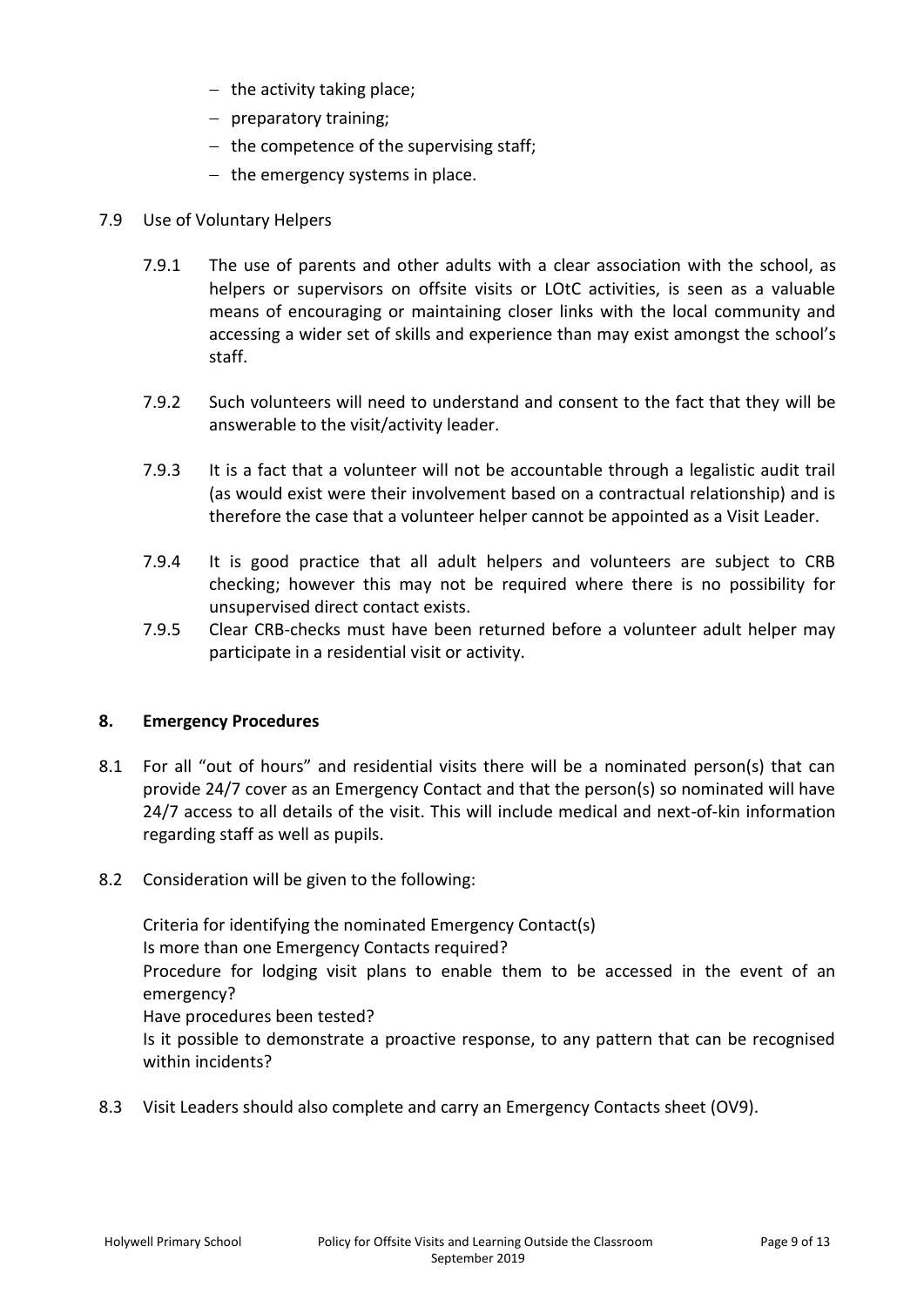- the activity taking place;
- preparatory training;
- the competence of the supervising staff;
- the emergency systems in place.

7.9 Use of Voluntary Helpers

7.9.1 The use of parents and other adults with a clear association with the school, as helpers or supervisors on offsite visits or LOtC activities, is seen as a valuable means of encouraging or maintaining closer links with the local community and accessing a wider set of skills and experience than may exist amongst the school's staff.

7.9.2 Such volunteers will need to understand and consent to the fact that they will be answerable to the visit/activity leader.

7.9.3 It is a fact that a volunteer will not be accountable through a legalistic audit trail (as would exist were their involvement based on a contractual relationship) and is therefore the case that a volunteer helper cannot be appointed as a Visit Leader.

7.9.4 It is good practice that all adult helpers and volunteers are subject to CRB checking; however this may not be required where there is no possibility for unsupervised direct contact exists.

7.9.5 Clear CRB-checks must have been returned before a volunteer adult helper may participate in a residential visit or activity.

## 8. Emergency Procedures

8.1 For all "out of hours" and residential visits there will be a nominated person(s) that can provide 24/7 cover as an Emergency Contact and that the person(s) so nominated will have 24/7 access to all details of the visit. This will include medical and next-of-kin information regarding staff as well as pupils.

8.2 Consideration will be given to the following:

Criteria for identifying the nominated Emergency Contact(s)
Is more than one Emergency Contacts required?
Procedure for lodging visit plans to enable them to be accessed in the event of an emergency?
Have procedures been tested?
Is it possible to demonstrate a proactive response, to any pattern that can be recognised within incidents?

8.3 Visit Leaders should also complete and carry an Emergency Contacts sheet (OV9).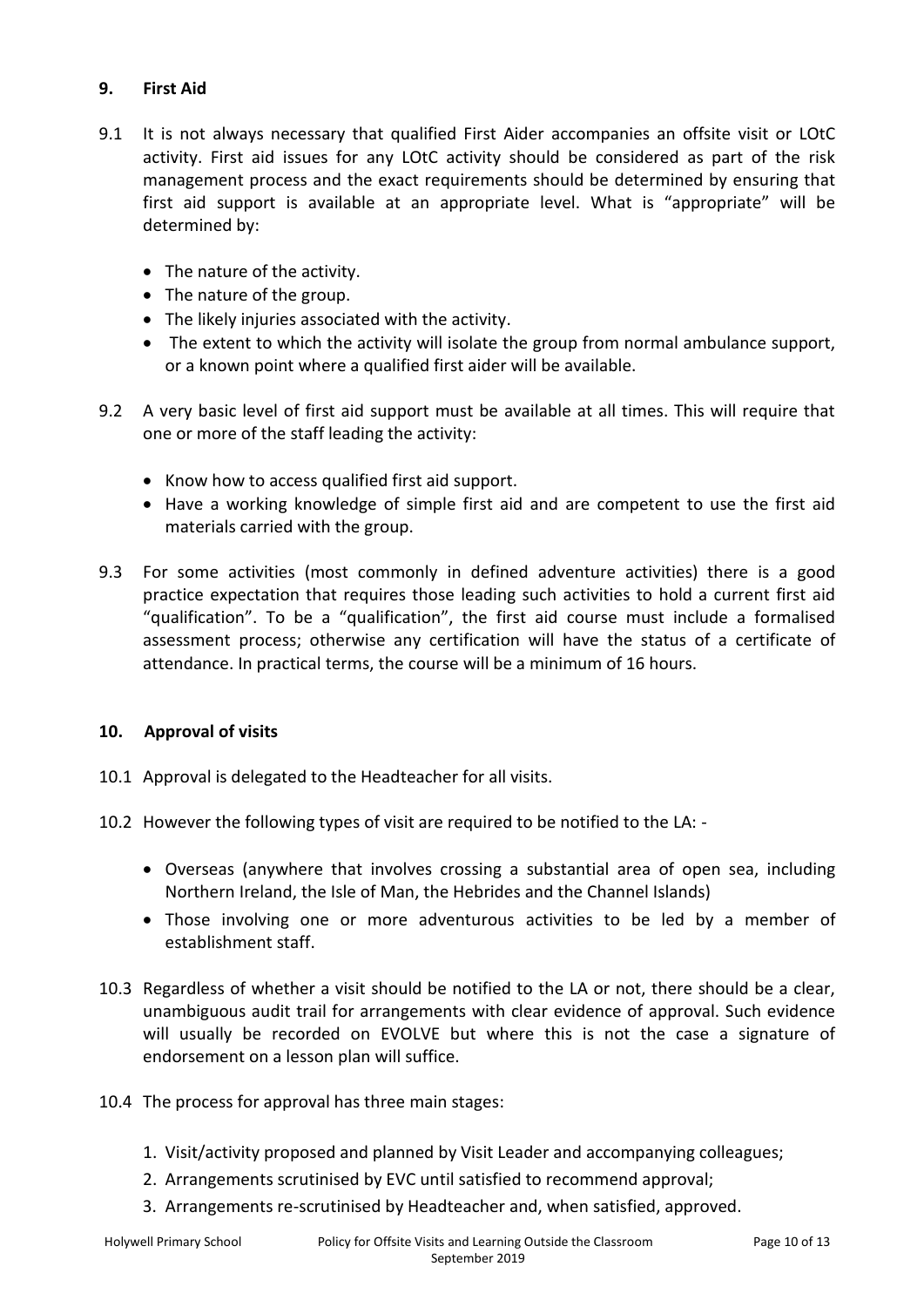## 9. First Aid

9.1 It is not always necessary that qualified First Aider accompanies an offsite visit or LOtC activity. First aid issues for any LOtC activity should be considered as part of the risk management process and the exact requirements should be determined by ensuring that first aid support is available at an appropriate level. What is "appropriate" will be determined by:

- The nature of the activity.
- The nature of the group.
- The likely injuries associated with the activity.
- The extent to which the activity will isolate the group from normal ambulance support, or a known point where a qualified first aider will be available.

9.2 A very basic level of first aid support must be available at all times. This will require that one or more of the staff leading the activity:

- Know how to access qualified first aid support.
- Have a working knowledge of simple first aid and are competent to use the first aid materials carried with the group.

9.3 For some activities (most commonly in defined adventure activities) there is a good practice expectation that requires those leading such activities to hold a current first aid "qualification". To be a "qualification", the first aid course must include a formalised assessment process; otherwise any certification will have the status of a certificate of attendance. In practical terms, the course will be a minimum of 16 hours.

## 10. Approval of visits

10.1 Approval is delegated to the Headteacher for all visits.

10.2 However the following types of visit are required to be notified to the LA: -

- Overseas (anywhere that involves crossing a substantial area of open sea, including Northern Ireland, the Isle of Man, the Hebrides and the Channel Islands)
- Those involving one or more adventurous activities to be led by a member of establishment staff.

10.3 Regardless of whether a visit should be notified to the LA or not, there should be a clear, unambiguous audit trail for arrangements with clear evidence of approval. Such evidence will usually be recorded on EVOLVE but where this is not the case a signature of endorsement on a lesson plan will suffice.

10.4 The process for approval has three main stages:

1. Visit/activity proposed and planned by Visit Leader and accompanying colleagues;
2. Arrangements scrutinised by EVC until satisfied to recommend approval;
3. Arrangements re-scrutinised by Headteacher and, when satisfied, approved.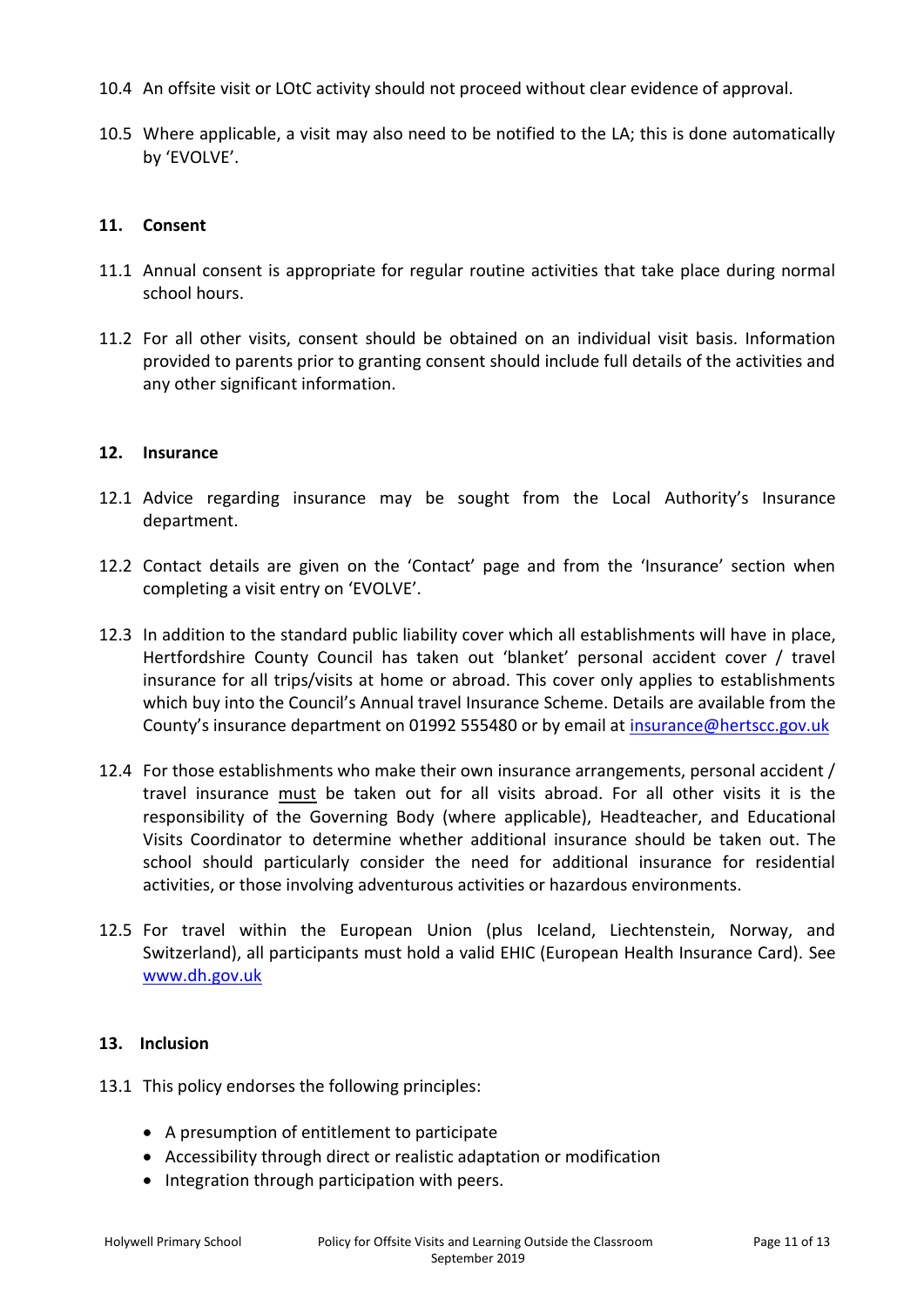10.4 An offsite visit or LOtC activity should not proceed without clear evidence of approval.

10.5 Where applicable, a visit may also need to be notified to the LA; this is done automatically by 'EVOLVE'.

## 11. Consent

11.1 Annual consent is appropriate for regular routine activities that take place during normal school hours.

11.2 For all other visits, consent should be obtained on an individual visit basis. Information provided to parents prior to granting consent should include full details of the activities and any other significant information.

## 12. Insurance

12.1 Advice regarding insurance may be sought from the Local Authority's Insurance department.

12.2 Contact details are given on the 'Contact' page and from the 'Insurance' section when completing a visit entry on 'EVOLVE'.

12.3 In addition to the standard public liability cover which all establishments will have in place, Hertfordshire County Council has taken out 'blanket' personal accident cover / travel insurance for all trips/visits at home or abroad. This cover only applies to establishments which buy into the Council's Annual travel Insurance Scheme. Details are available from the County's insurance department on 01992 555480 or by email at insurance@hertscc.gov.uk

12.4 For those establishments who make their own insurance arrangements, personal accident / travel insurance must be taken out for all visits abroad. For all other visits it is the responsibility of the Governing Body (where applicable), Headteacher, and Educational Visits Coordinator to determine whether additional insurance should be taken out. The school should particularly consider the need for additional insurance for residential activities, or those involving adventurous activities or hazardous environments.

12.5 For travel within the European Union (plus Iceland, Liechtenstein, Norway, and Switzerland), all participants must hold a valid EHIC (European Health Insurance Card). See www.dh.gov.uk

## 13. Inclusion

13.1 This policy endorses the following principles:

- A presumption of entitlement to participate
- Accessibility through direct or realistic adaptation or modification
- Integration through participation with peers.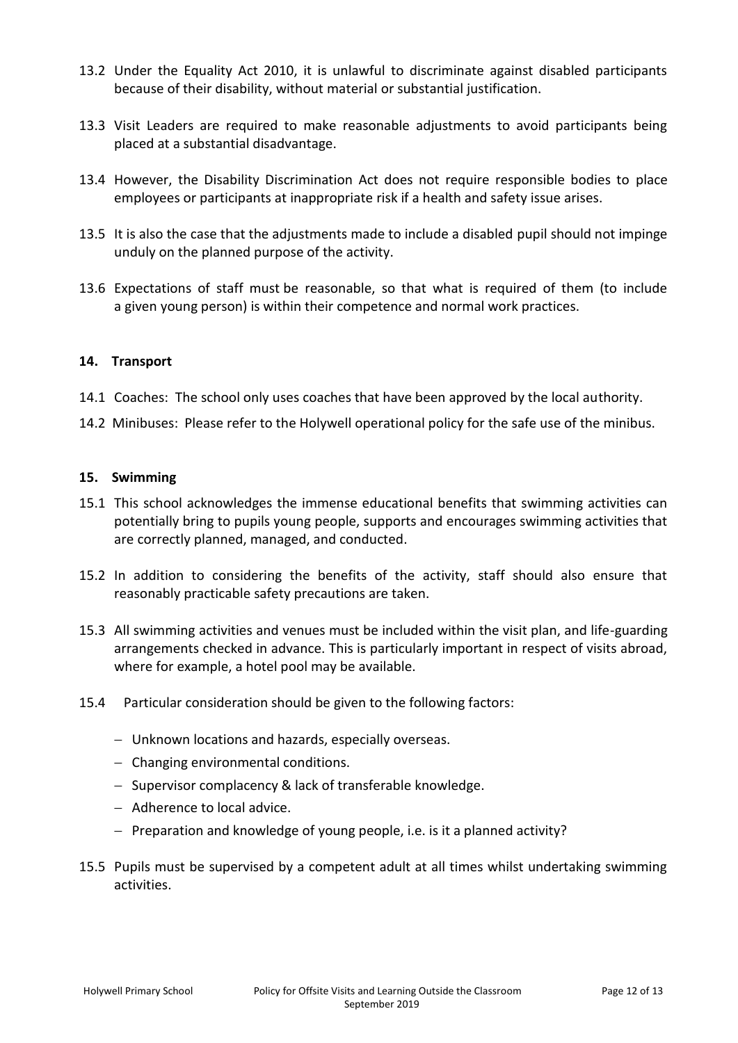13.2 Under the Equality Act 2010, it is unlawful to discriminate against disabled participants because of their disability, without material or substantial justification.

13.3 Visit Leaders are required to make reasonable adjustments to avoid participants being placed at a substantial disadvantage.

13.4 However, the Disability Discrimination Act does not require responsible bodies to place employees or participants at inappropriate risk if a health and safety issue arises.

13.5 It is also the case that the adjustments made to include a disabled pupil should not impinge unduly on the planned purpose of the activity.

13.6 Expectations of staff must be reasonable, so that what is required of them (to include a given young person) is within their competence and normal work practices.

## 14. Transport

14.1 Coaches: The school only uses coaches that have been approved by the local authority.

14.2 Minibuses: Please refer to the Holywell operational policy for the safe use of the minibus.

## 15. Swimming

15.1 This school acknowledges the immense educational benefits that swimming activities can potentially bring to pupils young people, supports and encourages swimming activities that are correctly planned, managed, and conducted.

15.2 In addition to considering the benefits of the activity, staff should also ensure that reasonably practicable safety precautions are taken.

15.3 All swimming activities and venues must be included within the visit plan, and life-guarding arrangements checked in advance. This is particularly important in respect of visits abroad, where for example, a hotel pool may be available.

15.4 Particular consideration should be given to the following factors:

- Unknown locations and hazards, especially overseas.
- Changing environmental conditions.
- Supervisor complacency & lack of transferable knowledge.
- Adherence to local advice.
- Preparation and knowledge of young people, i.e. is it a planned activity?

15.5 Pupils must be supervised by a competent adult at all times whilst undertaking swimming activities.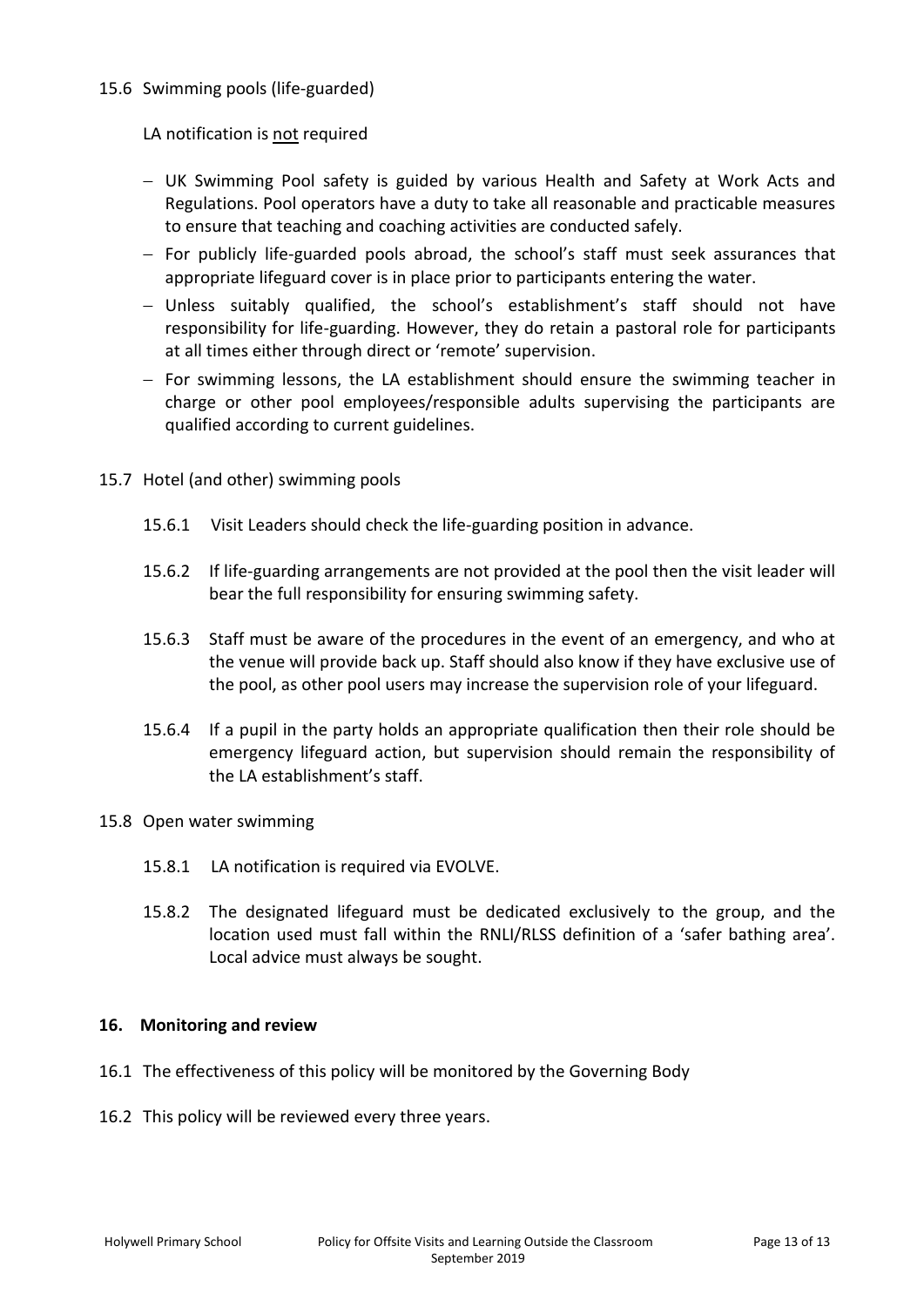15.6 Swimming pools (life-guarded)

LA notification is not required

- UK Swimming Pool safety is guided by various Health and Safety at Work Acts and Regulations. Pool operators have a duty to take all reasonable and practicable measures to ensure that teaching and coaching activities are conducted safely.
- For publicly life-guarded pools abroad, the school's staff must seek assurances that appropriate lifeguard cover is in place prior to participants entering the water.
- Unless suitably qualified, the school's establishment's staff should not have responsibility for life-guarding. However, they do retain a pastoral role for participants at all times either through direct or 'remote' supervision.
- For swimming lessons, the LA establishment should ensure the swimming teacher in charge or other pool employees/responsible adults supervising the participants are qualified according to current guidelines.

15.7 Hotel (and other) swimming pools

15.6.1 Visit Leaders should check the life-guarding position in advance.

15.6.2 If life-guarding arrangements are not provided at the pool then the visit leader will bear the full responsibility for ensuring swimming safety.

15.6.3 Staff must be aware of the procedures in the event of an emergency, and who at the venue will provide back up. Staff should also know if they have exclusive use of the pool, as other pool users may increase the supervision role of your lifeguard.

15.6.4 If a pupil in the party holds an appropriate qualification then their role should be emergency lifeguard action, but supervision should remain the responsibility of the LA establishment's staff.

15.8 Open water swimming

15.8.1 LA notification is required via EVOLVE.

15.8.2 The designated lifeguard must be dedicated exclusively to the group, and the location used must fall within the RNLI/RLSS definition of a 'safer bathing area'. Local advice must always be sought.

## 16. Monitoring and review

16.1 The effectiveness of this policy will be monitored by the Governing Body

16.2 This policy will be reviewed every three years.